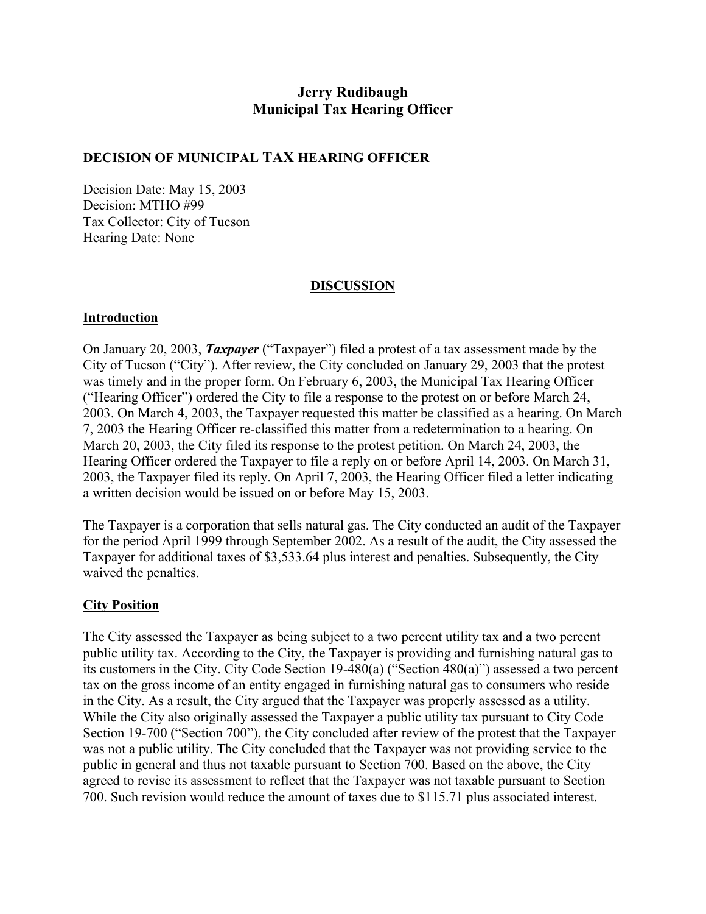**Jerry Rudibaugh**
**Municipal Tax Hearing Officer**

**DECISION OF MUNICIPAL TAX HEARING OFFICER**

Decision Date: May 15, 2003
Decision: MTHO #99
Tax Collector: City of Tucson
Hearing Date: None

## DISCUSSION

### Introduction

On January 20, 2003, ***Taxpayer*** ("Taxpayer") filed a protest of a tax assessment made by the City of Tucson ("City"). After review, the City concluded on January 29, 2003 that the protest was timely and in the proper form. On February 6, 2003, the Municipal Tax Hearing Officer ("Hearing Officer") ordered the City to file a response to the protest on or before March 24, 2003. On March 4, 2003, the Taxpayer requested this matter be classified as a hearing. On March 7, 2003 the Hearing Officer re-classified this matter from a redetermination to a hearing. On March 20, 2003, the City filed its response to the protest petition. On March 24, 2003, the Hearing Officer ordered the Taxpayer to file a reply on or before April 14, 2003. On March 31, 2003, the Taxpayer filed its reply. On April 7, 2003, the Hearing Officer filed a letter indicating a written decision would be issued on or before May 15, 2003.

The Taxpayer is a corporation that sells natural gas. The City conducted an audit of the Taxpayer for the period April 1999 through September 2002. As a result of the audit, the City assessed the Taxpayer for additional taxes of $3,533.64 plus interest and penalties. Subsequently, the City waived the penalties.

### City Position

The City assessed the Taxpayer as being subject to a two percent utility tax and a two percent public utility tax. According to the City, the Taxpayer is providing and furnishing natural gas to its customers in the City. City Code Section 19-480(a) ("Section 480(a)") assessed a two percent tax on the gross income of an entity engaged in furnishing natural gas to consumers who reside in the City. As a result, the City argued that the Taxpayer was properly assessed as a utility. While the City also originally assessed the Taxpayer a public utility tax pursuant to City Code Section 19-700 ("Section 700"), the City concluded after review of the protest that the Taxpayer was not a public utility. The City concluded that the Taxpayer was not providing service to the public in general and thus not taxable pursuant to Section 700. Based on the above, the City agreed to revise its assessment to reflect that the Taxpayer was not taxable pursuant to Section 700. Such revision would reduce the amount of taxes due to $115.71 plus associated interest.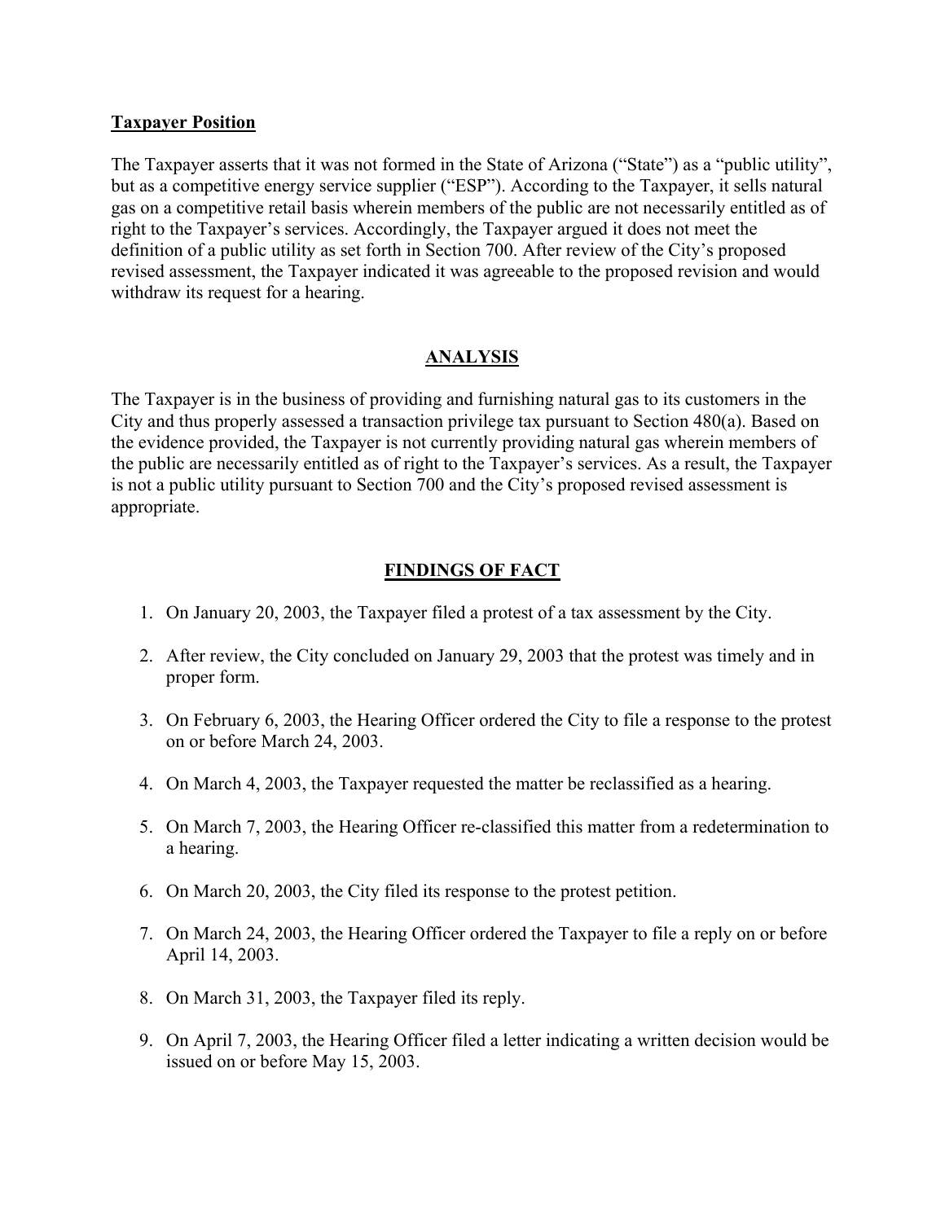**Taxpayer Position**

The Taxpayer asserts that it was not formed in the State of Arizona ("State") as a "public utility", but as a competitive energy service supplier ("ESP"). According to the Taxpayer, it sells natural gas on a competitive retail basis wherein members of the public are not necessarily entitled as of right to the Taxpayer's services. Accordingly, the Taxpayer argued it does not meet the definition of a public utility as set forth in Section 700. After review of the City's proposed revised assessment, the Taxpayer indicated it was agreeable to the proposed revision and would withdraw its request for a hearing.

## ANALYSIS

The Taxpayer is in the business of providing and furnishing natural gas to its customers in the City and thus properly assessed a transaction privilege tax pursuant to Section 480(a). Based on the evidence provided, the Taxpayer is not currently providing natural gas wherein members of the public are necessarily entitled as of right to the Taxpayer's services. As a result, the Taxpayer is not a public utility pursuant to Section 700 and the City's proposed revised assessment is appropriate.

## FINDINGS OF FACT

1. On January 20, 2003, the Taxpayer filed a protest of a tax assessment by the City.
2. After review, the City concluded on January 29, 2003 that the protest was timely and in proper form.
3. On February 6, 2003, the Hearing Officer ordered the City to file a response to the protest on or before March 24, 2003.
4. On March 4, 2003, the Taxpayer requested the matter be reclassified as a hearing.
5. On March 7, 2003, the Hearing Officer re-classified this matter from a redetermination to a hearing.
6. On March 20, 2003, the City filed its response to the protest petition.
7. On March 24, 2003, the Hearing Officer ordered the Taxpayer to file a reply on or before April 14, 2003.
8. On March 31, 2003, the Taxpayer filed its reply.
9. On April 7, 2003, the Hearing Officer filed a letter indicating a written decision would be issued on or before May 15, 2003.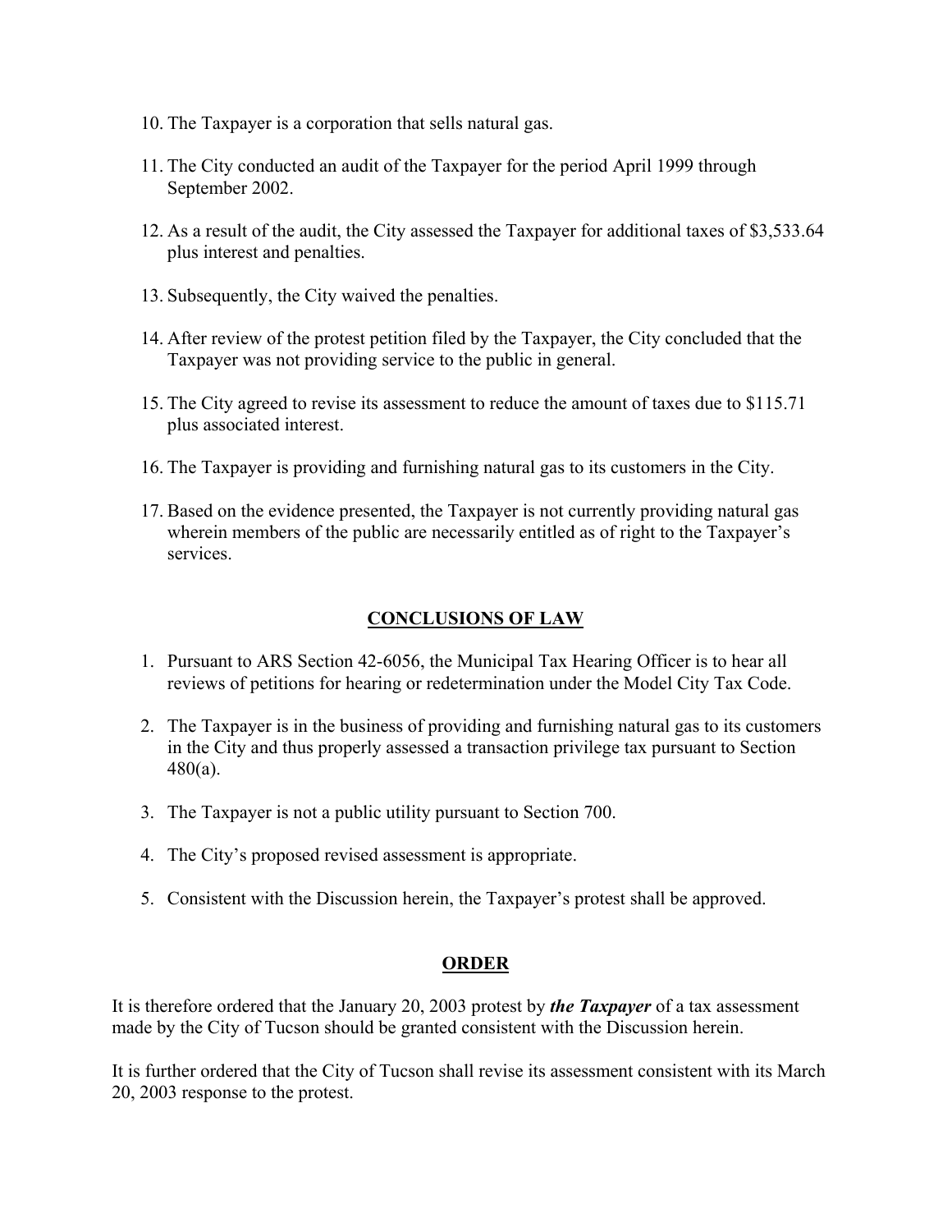10. The Taxpayer is a corporation that sells natural gas.

11. The City conducted an audit of the Taxpayer for the period April 1999 through September 2002.

12. As a result of the audit, the City assessed the Taxpayer for additional taxes of $3,533.64 plus interest and penalties.

13. Subsequently, the City waived the penalties.

14. After review of the protest petition filed by the Taxpayer, the City concluded that the Taxpayer was not providing service to the public in general.

15. The City agreed to revise its assessment to reduce the amount of taxes due to $115.71 plus associated interest.

16. The Taxpayer is providing and furnishing natural gas to its customers in the City.

17. Based on the evidence presented, the Taxpayer is not currently providing natural gas wherein members of the public are necessarily entitled as of right to the Taxpayer's services.

## CONCLUSIONS OF LAW

1. Pursuant to ARS Section 42-6056, the Municipal Tax Hearing Officer is to hear all reviews of petitions for hearing or redetermination under the Model City Tax Code.

2. The Taxpayer is in the business of providing and furnishing natural gas to its customers in the City and thus properly assessed a transaction privilege tax pursuant to Section 480(a).

3. The Taxpayer is not a public utility pursuant to Section 700.

4. The City's proposed revised assessment is appropriate.

5. Consistent with the Discussion herein, the Taxpayer's protest shall be approved.

## ORDER

It is therefore ordered that the January 20, 2003 protest by ***the Taxpayer*** of a tax assessment made by the City of Tucson should be granted consistent with the Discussion herein.

It is further ordered that the City of Tucson shall revise its assessment consistent with its March 20, 2003 response to the protest.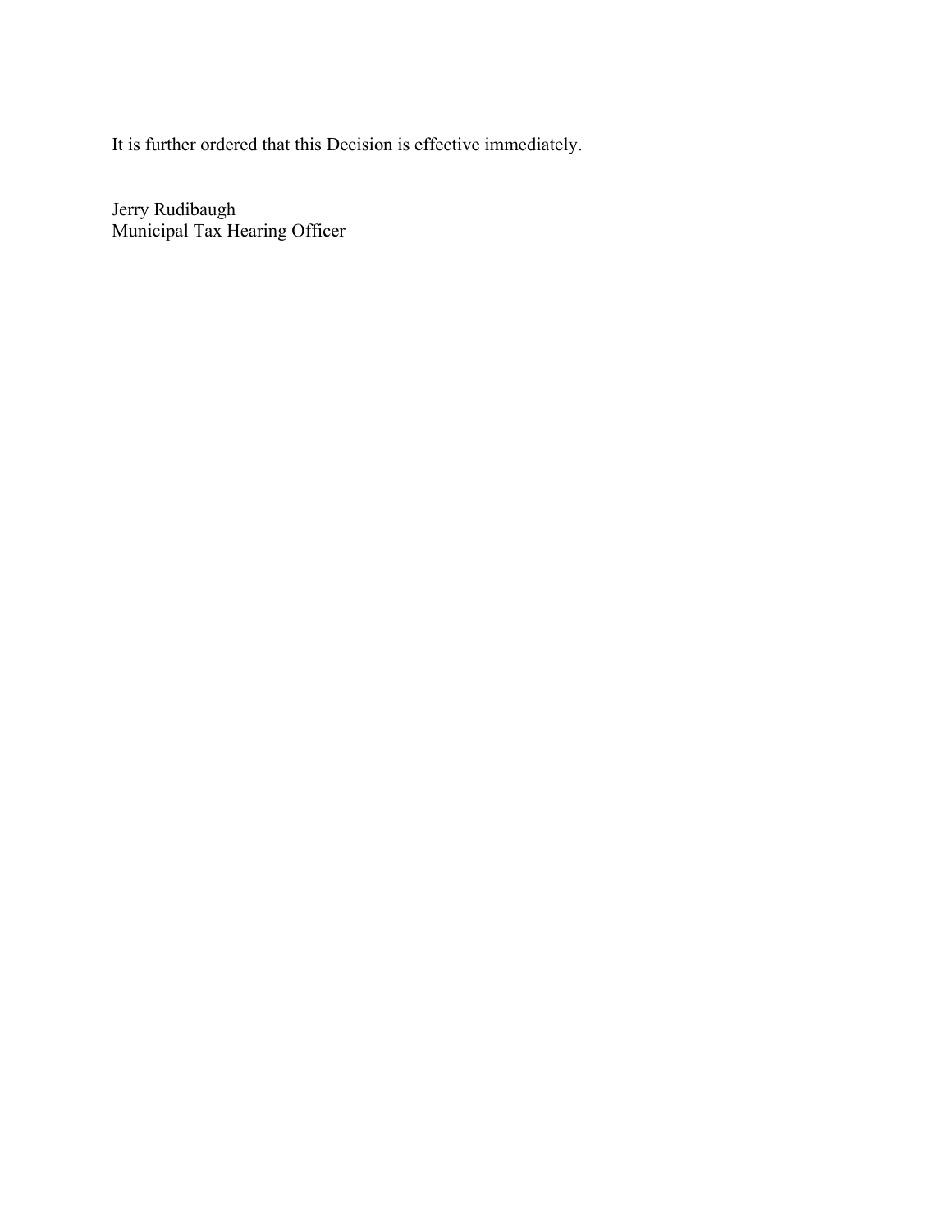It is further ordered that this Decision is effective immediately.

Jerry Rudibaugh
Municipal Tax Hearing Officer